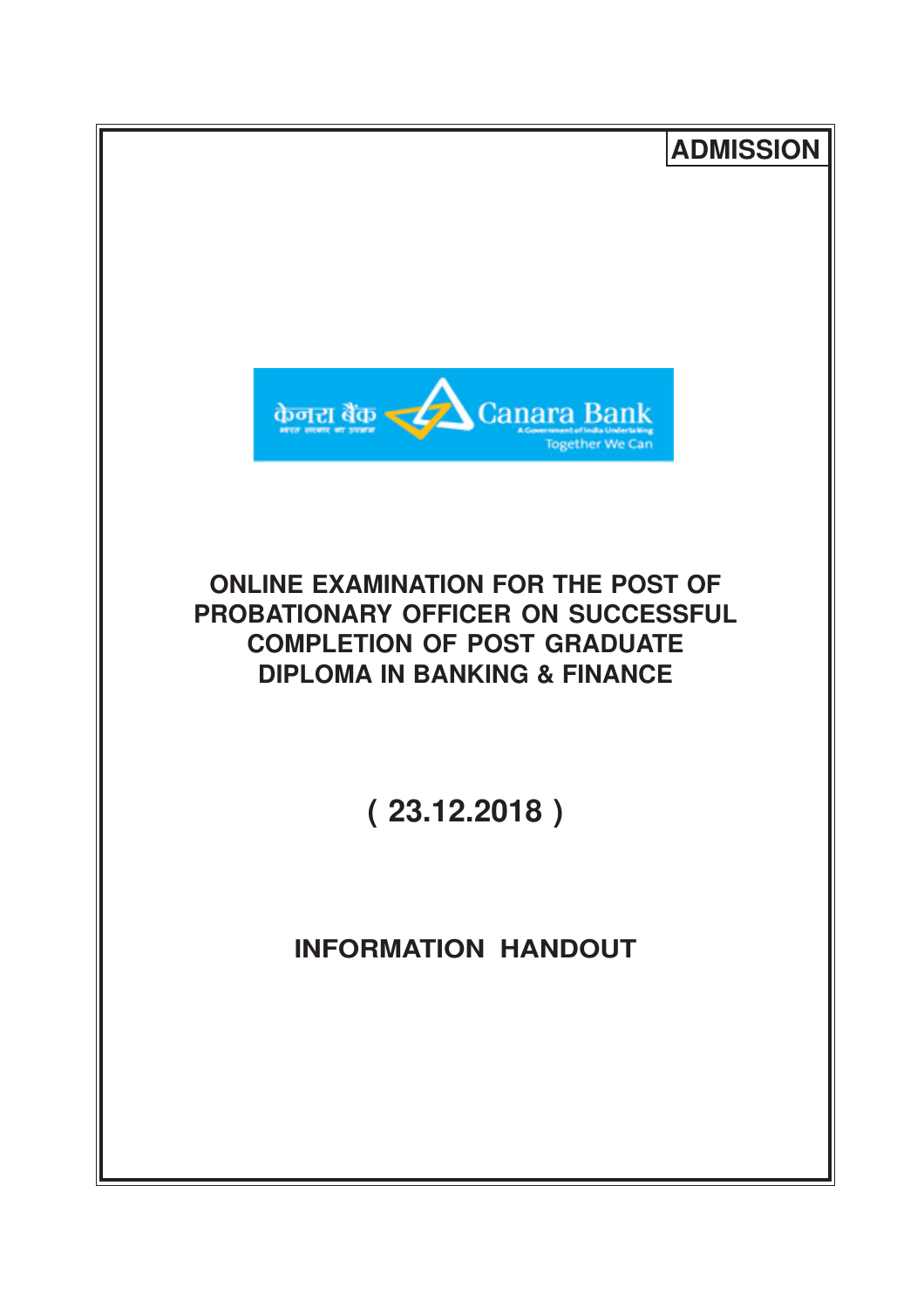**ADMISSION**

केनरा बैंक Canara Bank

A Government of India Undertaking

Together We Can

# ONLINE EXAMINATION FOR THE POST OF PROBATIONARY OFFICER ON SUCCESSFUL COMPLETION OF POST GRADUATE DIPLOMA IN BANKING & FINANCE

## ( 23.12.2018 )

## INFORMATION HANDOUT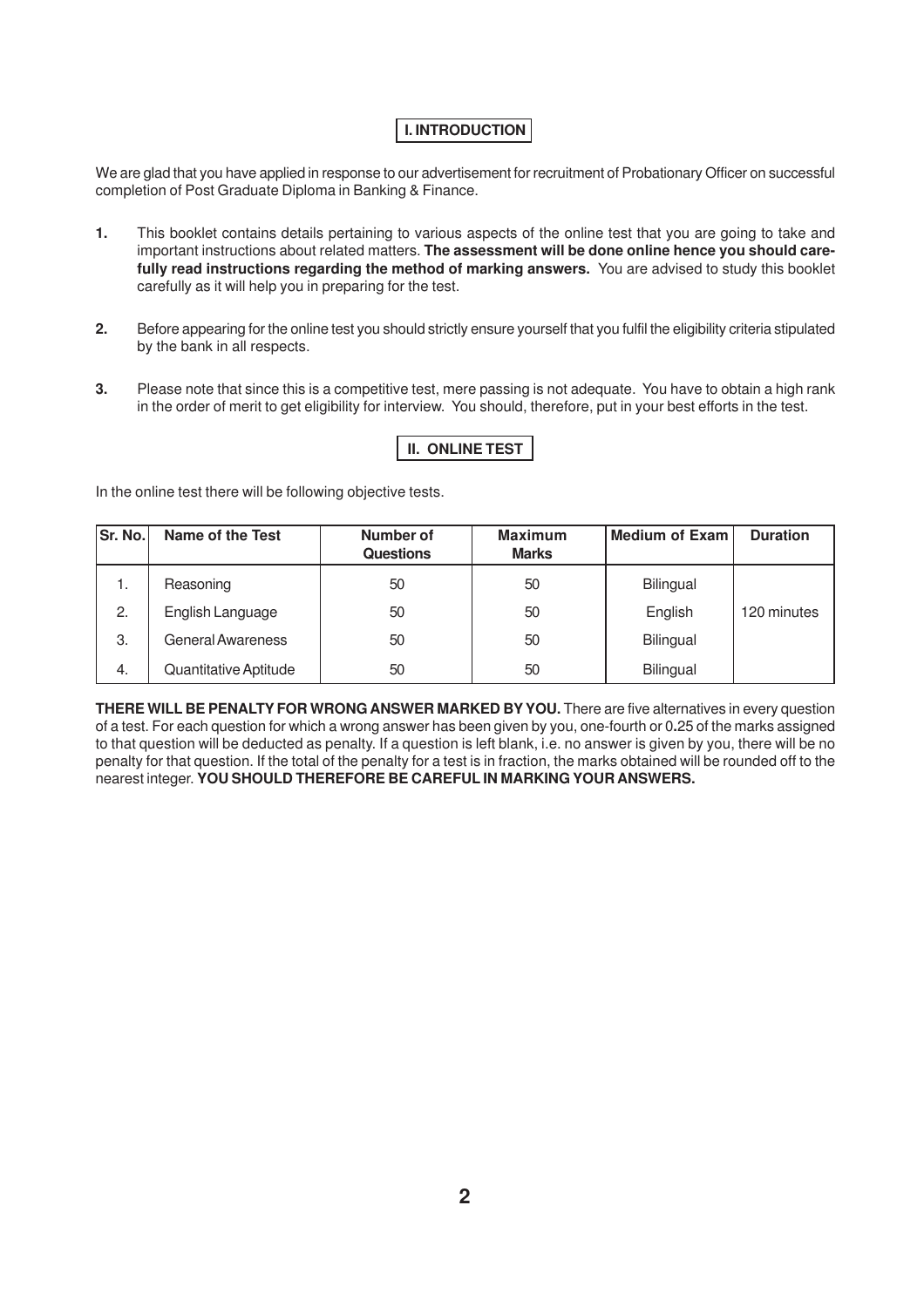## I. INTRODUCTION

We are glad that you have applied in response to our advertisement for recruitment of Probationary Officer on successful completion of Post Graduate Diploma in Banking & Finance.

1. This booklet contains details pertaining to various aspects of the online test that you are going to take and important instructions about related matters. **The assessment will be done online hence you should carefully read instructions regarding the method of marking answers.** You are advised to study this booklet carefully as it will help you in preparing for the test.

2. Before appearing for the online test you should strictly ensure yourself that you fulfil the eligibility criteria stipulated by the bank in all respects.

3. Please note that since this is a competitive test, mere passing is not adequate. You have to obtain a high rank in the order of merit to get eligibility for interview. You should, therefore, put in your best efforts in the test.

## II. ONLINE TEST

In the online test there will be following objective tests.

| Sr. No. | Name of the Test | Number of Questions | Maximum Marks | Medium of Exam | Duration |
|---|---|---|---|---|---|
| 1. | Reasoning | 50 | 50 | Bilingual | 120 minutes |
| 2. | English Language | 50 | 50 | English | |
| 3. | General Awareness | 50 | 50 | Bilingual | |
| 4. | Quantitative Aptitude | 50 | 50 | Bilingual | |

**THERE WILL BE PENALTY FOR WRONG ANSWER MARKED BY YOU.** There are five alternatives in every question of a test. For each question for which a wrong answer has been given by you, one-fourth or 0.25 of the marks assigned to that question will be deducted as penalty. If a question is left blank, i.e. no answer is given by you, there will be no penalty for that question. If the total of the penalty for a test is in fraction, the marks obtained will be rounded off to the nearest integer. **YOU SHOULD THEREFORE BE CAREFUL IN MARKING YOUR ANSWERS.**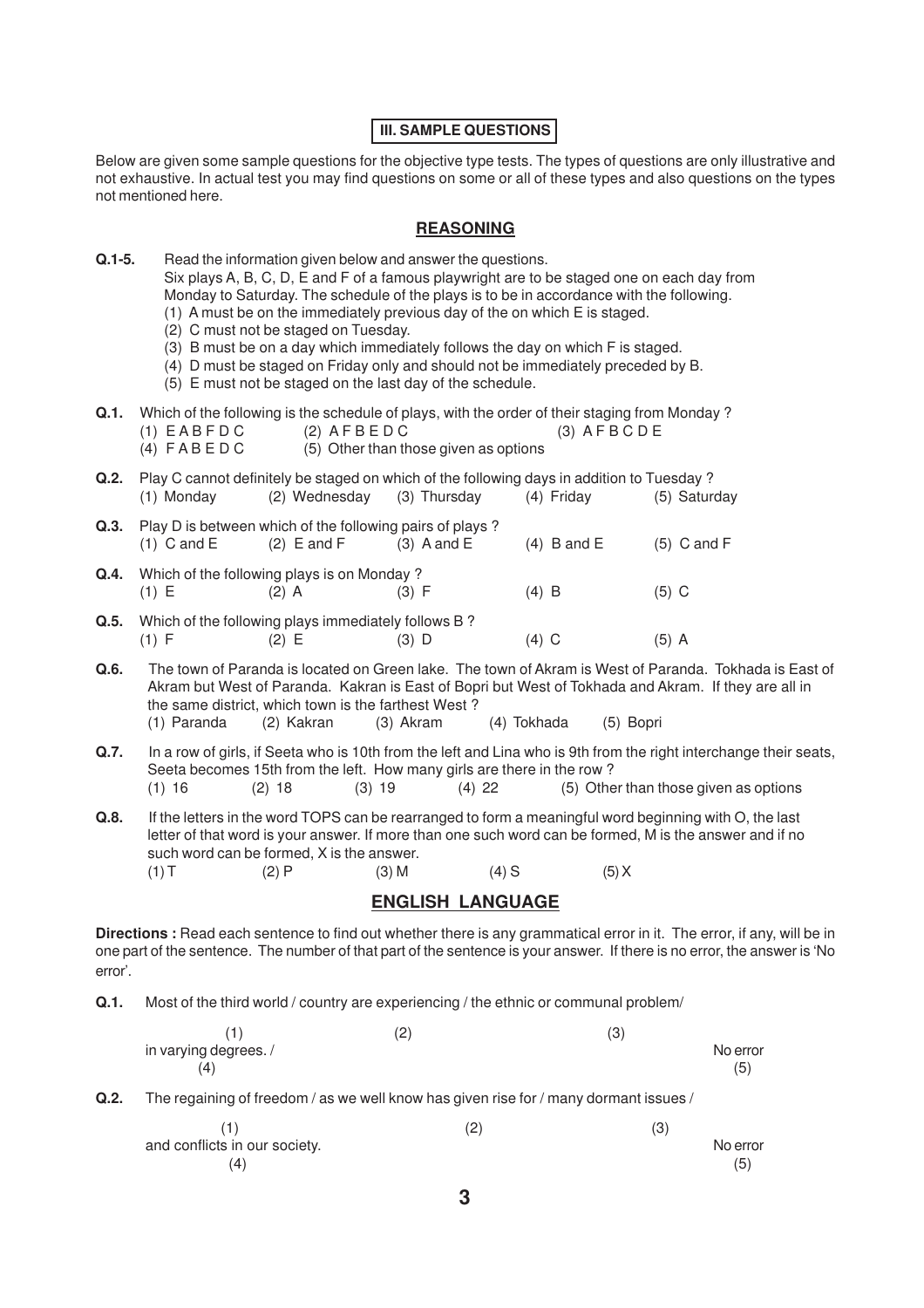**III. SAMPLE QUESTIONS**

Below are given some sample questions for the objective type tests. The types of questions are only illustrative and not exhaustive. In actual test you may find questions on some or all of these types and also questions on the types not mentioned here.

## REASONING

**Q.1-5.** Read the information given below and answer the questions.
Six plays A, B, C, D, E and F of a famous playwright are to be staged one on each day from Monday to Saturday. The schedule of the plays is to be in accordance with the following.
(1) A must be on the immediately previous day of the on which E is staged.
(2) C must not be staged on Tuesday.
(3) B must be on a day which immediately follows the day on which F is staged.
(4) D must be staged on Friday only and should not be immediately preceded by B.
(5) E must not be staged on the last day of the schedule.

**Q.1.** Which of the following is the schedule of plays, with the order of their staging from Monday ?
(1) E A B F D C (2) A F B E D C (3) A F B C D E
(4) F A B E D C (5) Other than those given as options

**Q.2.** Play C cannot definitely be staged on which of the following days in addition to Tuesday ?
(1) Monday (2) Wednesday (3) Thursday (4) Friday (5) Saturday

**Q.3.** Play D is between which of the following pairs of plays ?
(1) C and E (2) E and F (3) A and E (4) B and E (5) C and F

**Q.4.** Which of the following plays is on Monday ?
(1) E (2) A (3) F (4) B (5) C

**Q.5.** Which of the following plays immediately follows B ?
(1) F (2) E (3) D (4) C (5) A

**Q.6.** The town of Paranda is located on Green lake. The town of Akram is West of Paranda. Tokhada is East of Akram but West of Paranda. Kakran is East of Bopri but West of Tokhada and Akram. If they are all in the same district, which town is the farthest West ?
(1) Paranda (2) Kakran (3) Akram (4) Tokhada (5) Bopri

**Q.7.** In a row of girls, if Seeta who is 10th from the left and Lina who is 9th from the right interchange their seats, Seeta becomes 15th from the left. How many girls are there in the row ?
(1) 16 (2) 18 (3) 19 (4) 22 (5) Other than those given as options

**Q.8.** If the letters in the word TOPS can be rearranged to form a meaningful word beginning with O, the last letter of that word is your answer. If more than one such word can be formed, M is the answer and if no such word can be formed, X is the answer.
(1) T (2) P (3) M (4) S (5) X

## ENGLISH LANGUAGE

**Directions :** Read each sentence to find out whether there is any grammatical error in it. The error, if any, will be in one part of the sentence. The number of that part of the sentence is your answer. If there is no error, the answer is 'No error'.

**Q.1.** Most of the third world (1) / country are experiencing (2) / the ethnic or communal problem (3) / in varying degrees. (4) / No error (5)

**Q.2.** The regaining of freedom (1) / as we well know has given rise for (2) / many dormant issues (3) / and conflicts in our society. (4) / No error (5)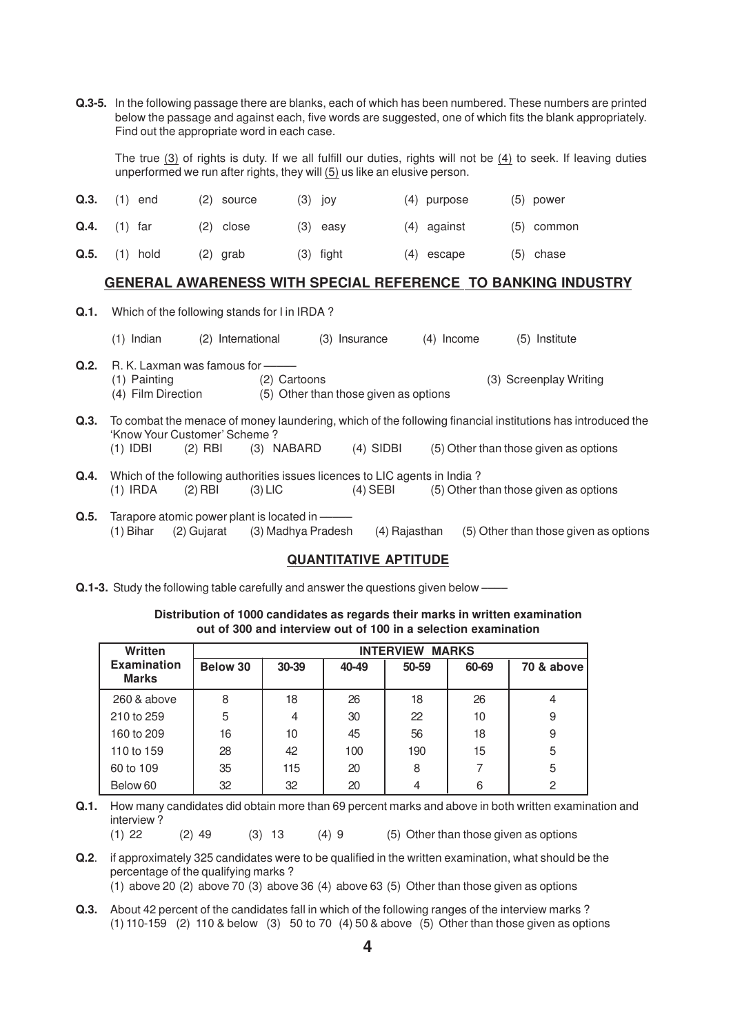**Q.3-5.** In the following passage there are blanks, each of which has been numbered. These numbers are printed below the passage and against each, five words are suggested, one of which fits the blank appropriately. Find out the appropriate word in each case.

The true (3) of rights is duty. If we all fulfill our duties, rights will not be (4) to seek. If leaving duties unperformed we run after rights, they will (5) us like an elusive person.

**Q.3.** (1) end (2) source (3) joy (4) purpose (5) power

**Q.4.** (1) far (2) close (3) easy (4) against (5) common

**Q.5.** (1) hold (2) grab (3) fight (4) escape (5) chase

## GENERAL AWARENESS WITH SPECIAL REFERENCE TO BANKING INDUSTRY

**Q.1.** Which of the following stands for I in IRDA ?

(1) Indian (2) International (3) Insurance (4) Income (5) Institute

**Q.2.** R. K. Laxman was famous for ———

(1) Painting (2) Cartoons (3) Screenplay Writing
(4) Film Direction (5) Other than those given as options

**Q.3.** To combat the menace of money laundering, which of the following financial institutions has introduced the 'Know Your Customer' Scheme ?

(1) IDBI (2) RBI (3) NABARD (4) SIDBI (5) Other than those given as options

**Q.4.** Which of the following authorities issues licences to LIC agents in India ?

(1) IRDA (2) RBI (3) LIC (4) SEBI (5) Other than those given as options

**Q.5.** Tarapore atomic power plant is located in ———

(1) Bihar (2) Gujarat (3) Madhya Pradesh (4) Rajasthan (5) Other than those given as options

## QUANTITATIVE APTITUDE

**Q.1-3.** Study the following table carefully and answer the questions given below ——

**Distribution of 1000 candidates as regards their marks in written examination out of 300 and interview out of 100 in a selection examination**

| Written Examination Marks | INTERVIEW MARKS | | | | | |
|---|---|---|---|---|---|---|
| | Below 30 | 30-39 | 40-49 | 50-59 | 60-69 | 70 & above |
| 260 & above | 8 | 18 | 26 | 18 | 26 | 4 |
| 210 to 259 | 5 | 4 | 30 | 22 | 10 | 9 |
| 160 to 209 | 16 | 10 | 45 | 56 | 18 | 9 |
| 110 to 159 | 28 | 42 | 100 | 190 | 15 | 5 |
| 60 to 109 | 35 | 115 | 20 | 8 | 7 | 5 |
| Below 60 | 32 | 32 | 20 | 4 | 6 | 2 |

**Q.1.** How many candidates did obtain more than 69 percent marks and above in both written examination and interview ?

(1) 22 (2) 49 (3) 13 (4) 9 (5) Other than those given as options

**Q.2**. if approximately 325 candidates were to be qualified in the written examination, what should be the percentage of the qualifying marks ?

(1) above 20 (2) above 70 (3) above 36 (4) above 63 (5) Other than those given as options

**Q.3.** About 42 percent of the candidates fall in which of the following ranges of the interview marks ?

(1) 110-159 (2) 110 & below (3) 50 to 70 (4) 50 & above (5) Other than those given as options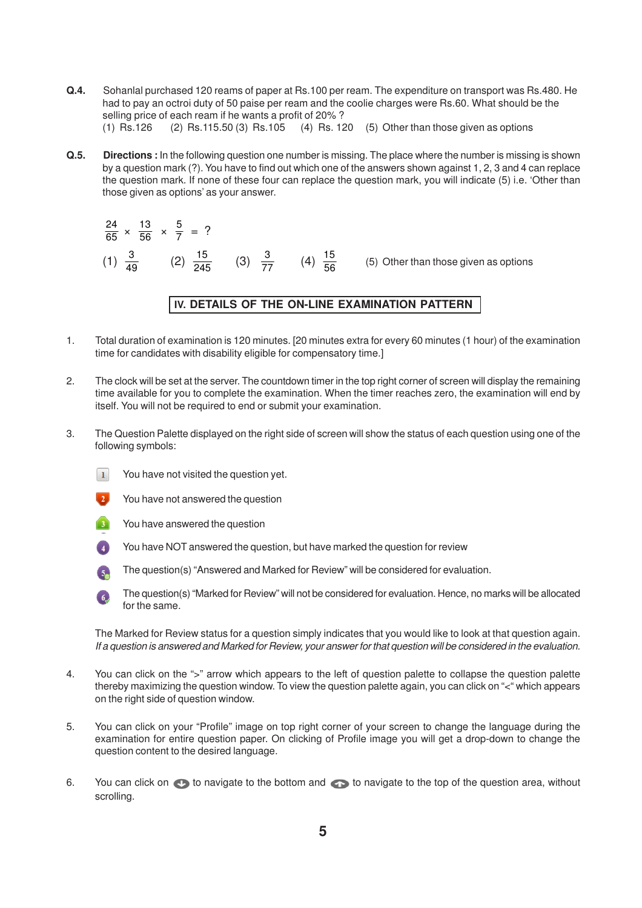**Q.4.** Sohanlal purchased 120 reams of paper at Rs.100 per ream. The expenditure on transport was Rs.480. He had to pay an octroi duty of 50 paise per ream and the coolie charges were Rs.60. What should be the selling price of each ream if he wants a profit of 20% ?

(1) Rs.126 (2) Rs.115.50 (3) Rs.105 (4) Rs. 120 (5) Other than those given as options

**Q.5.** **Directions :** In the following question one number is missing. The place where the number is missing is shown by a question mark (?). You have to find out which one of the answers shown against 1, 2, 3 and 4 can replace the question mark. If none of these four can replace the question mark, you will indicate (5) i.e. 'Other than those given as options' as your answer.

$$\frac{24}{65} \times \frac{13}{56} \times \frac{5}{7} = ?$$

(1) $\frac{3}{49}$ (2) $\frac{15}{245}$ (3) $\frac{3}{77}$ (4) $\frac{15}{56}$ (5) Other than those given as options

## IV. DETAILS OF THE ON-LINE EXAMINATION PATTERN

1. Total duration of examination is 120 minutes. [20 minutes extra for every 60 minutes (1 hour) of the examination time for candidates with disability eligible for compensatory time.]

2. The clock will be set at the server. The countdown timer in the top right corner of screen will display the remaining time available for you to complete the examination. When the timer reaches zero, the examination will end by itself. You will not be required to end or submit your examination.

3. The Question Palette displayed on the right side of screen will show the status of each question using one of the following symbols:

   - 1 You have not visited the question yet.
   - 2 You have not answered the question
   - 3 You have answered the question
   - 4 You have NOT answered the question, but have marked the question for review
   - 5 The question(s) "Answered and Marked for Review" will be considered for evaluation.
   - 6 The question(s) "Marked for Review" will not be considered for evaluation. Hence, no marks will be allocated for the same.

   The Marked for Review status for a question simply indicates that you would like to look at that question again. *If a question is answered and Marked for Review, your answer for that question will be considered in the evaluation.*

4. You can click on the ">" arrow which appears to the left of question palette to collapse the question palette thereby maximizing the question window. To view the question palette again, you can click on "<" which appears on the right side of question window.

5. You can click on your "Profile" image on top right corner of your screen to change the language during the examination for entire question paper. On clicking of Profile image you will get a drop-down to change the question content to the desired language.

6. You can click on ⬇ to navigate to the bottom and ⬆ to navigate to the top of the question area, without scrolling.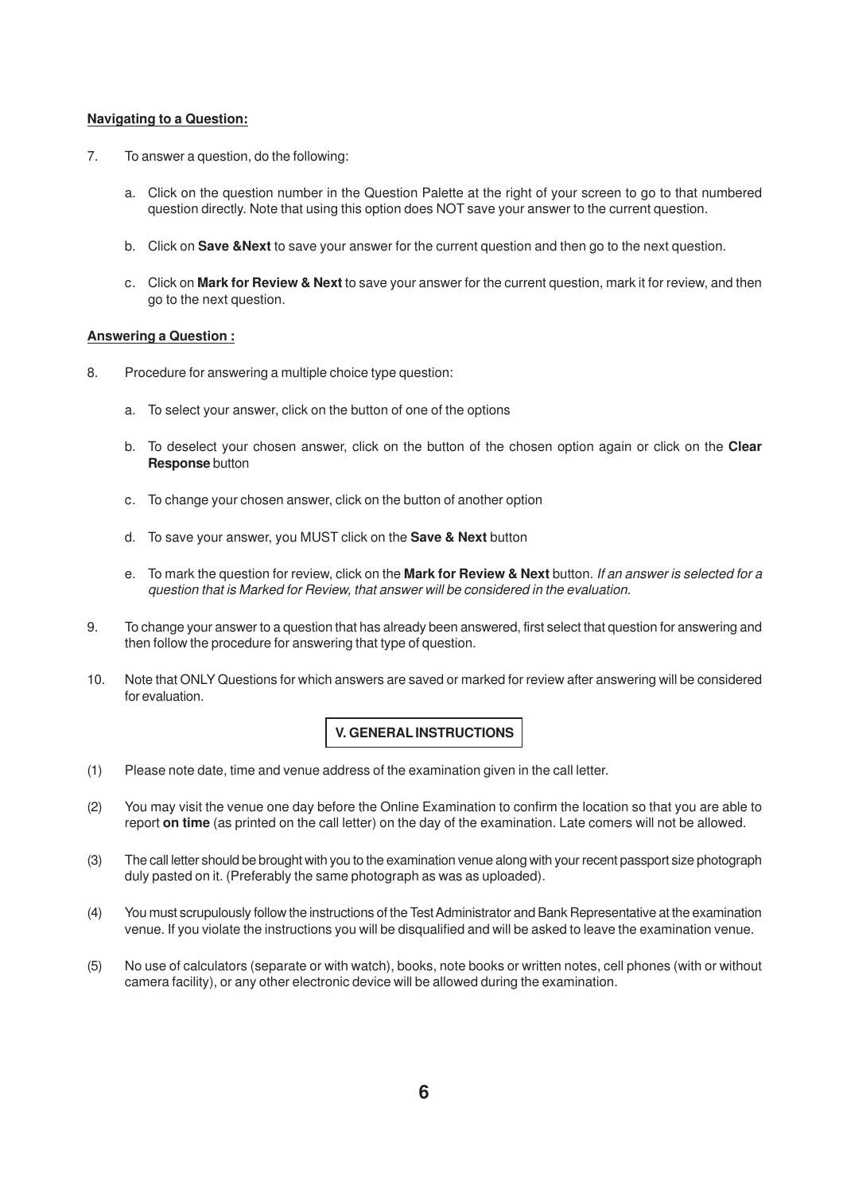**Navigating to a Question:**

7. To answer a question, do the following:

   a. Click on the question number in the Question Palette at the right of your screen to go to that numbered question directly. Note that using this option does NOT save your answer to the current question.

   b. Click on **Save &Next** to save your answer for the current question and then go to the next question.

   c. Click on **Mark for Review & Next** to save your answer for the current question, mark it for review, and then go to the next question.

**Answering a Question :**

8. Procedure for answering a multiple choice type question:

   a. To select your answer, click on the button of one of the options

   b. To deselect your chosen answer, click on the button of the chosen option again or click on the **Clear Response** button

   c. To change your chosen answer, click on the button of another option

   d. To save your answer, you MUST click on the **Save & Next** button

   e. To mark the question for review, click on the **Mark for Review & Next** button. *If an answer is selected for a question that is Marked for Review, that answer will be considered in the evaluation.*

9. To change your answer to a question that has already been answered, first select that question for answering and then follow the procedure for answering that type of question.

10. Note that ONLY Questions for which answers are saved or marked for review after answering will be considered for evaluation.

## V. GENERAL INSTRUCTIONS

(1) Please note date, time and venue address of the examination given in the call letter.

(2) You may visit the venue one day before the Online Examination to confirm the location so that you are able to report **on time** (as printed on the call letter) on the day of the examination. Late comers will not be allowed.

(3) The call letter should be brought with you to the examination venue along with your recent passport size photograph duly pasted on it. (Preferably the same photograph as was as uploaded).

(4) You must scrupulously follow the instructions of the Test Administrator and Bank Representative at the examination venue. If you violate the instructions you will be disqualified and will be asked to leave the examination venue.

(5) No use of calculators (separate or with watch), books, note books or written notes, cell phones (with or without camera facility), or any other electronic device will be allowed during the examination.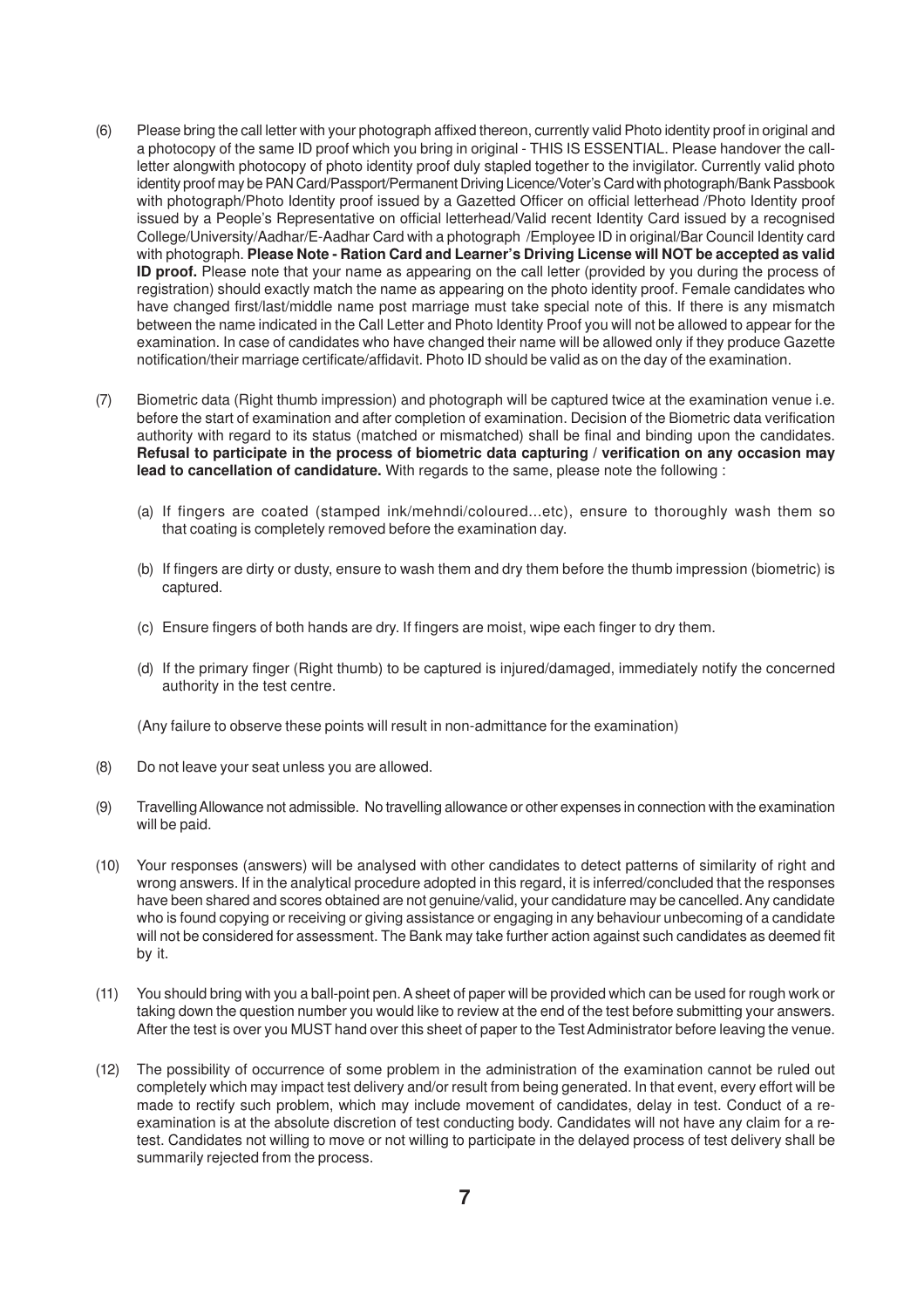(6) Please bring the call letter with your photograph affixed thereon, currently valid Photo identity proof in original and a photocopy of the same ID proof which you bring in original - THIS IS ESSENTIAL. Please handover the call-letter alongwith photocopy of photo identity proof duly stapled together to the invigilator. Currently valid photo identity proof may be PAN Card/Passport/Permanent Driving Licence/Voter's Card with photograph/Bank Passbook with photograph/Photo Identity proof issued by a Gazetted Officer on official letterhead /Photo Identity proof issued by a People's Representative on official letterhead/Valid recent Identity Card issued by a recognised College/University/Aadhar/E-Aadhar Card with a photograph /Employee ID in original/Bar Council Identity card with photograph. **Please Note - Ration Card and Learner's Driving License will NOT be accepted as valid ID proof.** Please note that your name as appearing on the call letter (provided by you during the process of registration) should exactly match the name as appearing on the photo identity proof. Female candidates who have changed first/last/middle name post marriage must take special note of this. If there is any mismatch between the name indicated in the Call Letter and Photo Identity Proof you will not be allowed to appear for the examination. In case of candidates who have changed their name will be allowed only if they produce Gazette notification/their marriage certificate/affidavit. Photo ID should be valid as on the day of the examination.

(7) Biometric data (Right thumb impression) and photograph will be captured twice at the examination venue i.e. before the start of examination and after completion of examination. Decision of the Biometric data verification authority with regard to its status (matched or mismatched) shall be final and binding upon the candidates. **Refusal to participate in the process of biometric data capturing / verification on any occasion may lead to cancellation of candidature.** With regards to the same, please note the following :

(a) If fingers are coated (stamped ink/mehndi/coloured...etc), ensure to thoroughly wash them so that coating is completely removed before the examination day.

(b) If fingers are dirty or dusty, ensure to wash them and dry them before the thumb impression (biometric) is captured.

(c) Ensure fingers of both hands are dry. If fingers are moist, wipe each finger to dry them.

(d) If the primary finger (Right thumb) to be captured is injured/damaged, immediately notify the concerned authority in the test centre.

(Any failure to observe these points will result in non-admittance for the examination)

(8) Do not leave your seat unless you are allowed.

(9) Travelling Allowance not admissible. No travelling allowance or other expenses in connection with the examination will be paid.

(10) Your responses (answers) will be analysed with other candidates to detect patterns of similarity of right and wrong answers. If in the analytical procedure adopted in this regard, it is inferred/concluded that the responses have been shared and scores obtained are not genuine/valid, your candidature may be cancelled. Any candidate who is found copying or receiving or giving assistance or engaging in any behaviour unbecoming of a candidate will not be considered for assessment. The Bank may take further action against such candidates as deemed fit by it.

(11) You should bring with you a ball-point pen. A sheet of paper will be provided which can be used for rough work or taking down the question number you would like to review at the end of the test before submitting your answers. After the test is over you MUST hand over this sheet of paper to the Test Administrator before leaving the venue.

(12) The possibility of occurrence of some problem in the administration of the examination cannot be ruled out completely which may impact test delivery and/or result from being generated. In that event, every effort will be made to rectify such problem, which may include movement of candidates, delay in test. Conduct of a re-examination is at the absolute discretion of test conducting body. Candidates will not have any claim for a re-test. Candidates not willing to move or not willing to participate in the delayed process of test delivery shall be summarily rejected from the process.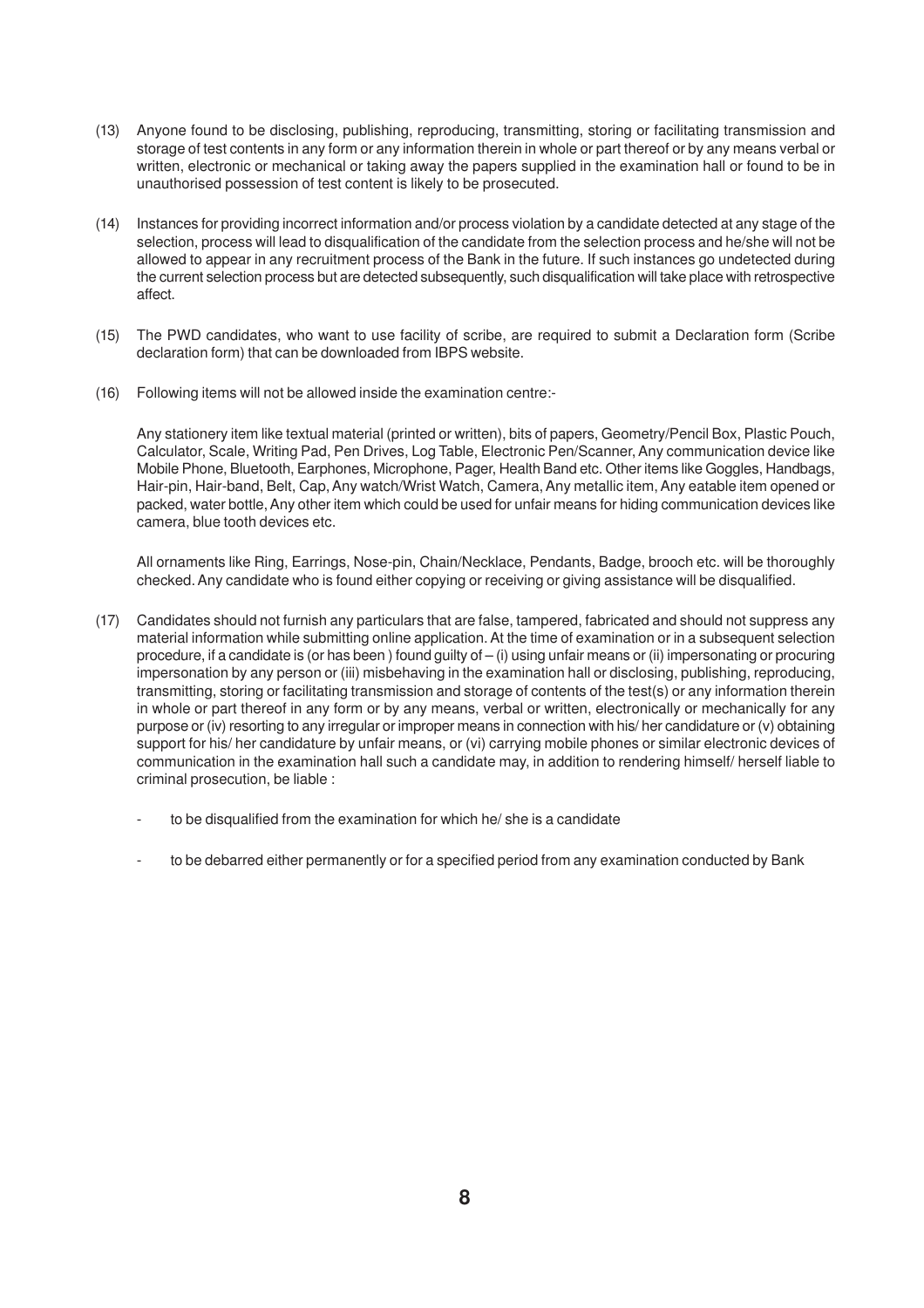(13) Anyone found to be disclosing, publishing, reproducing, transmitting, storing or facilitating transmission and storage of test contents in any form or any information therein in whole or part thereof or by any means verbal or written, electronic or mechanical or taking away the papers supplied in the examination hall or found to be in unauthorised possession of test content is likely to be prosecuted.

(14) Instances for providing incorrect information and/or process violation by a candidate detected at any stage of the selection, process will lead to disqualification of the candidate from the selection process and he/she will not be allowed to appear in any recruitment process of the Bank in the future. If such instances go undetected during the current selection process but are detected subsequently, such disqualification will take place with retrospective affect.

(15) The PWD candidates, who want to use facility of scribe, are required to submit a Declaration form (Scribe declaration form) that can be downloaded from IBPS website.

(16) Following items will not be allowed inside the examination centre:-

Any stationery item like textual material (printed or written), bits of papers, Geometry/Pencil Box, Plastic Pouch, Calculator, Scale, Writing Pad, Pen Drives, Log Table, Electronic Pen/Scanner, Any communication device like Mobile Phone, Bluetooth, Earphones, Microphone, Pager, Health Band etc. Other items like Goggles, Handbags, Hair-pin, Hair-band, Belt, Cap, Any watch/Wrist Watch, Camera, Any metallic item, Any eatable item opened or packed, water bottle, Any other item which could be used for unfair means for hiding communication devices like camera, blue tooth devices etc.

All ornaments like Ring, Earrings, Nose-pin, Chain/Necklace, Pendants, Badge, brooch etc. will be thoroughly checked. Any candidate who is found either copying or receiving or giving assistance will be disqualified.

(17) Candidates should not furnish any particulars that are false, tampered, fabricated and should not suppress any material information while submitting online application. At the time of examination or in a subsequent selection procedure, if a candidate is (or has been ) found guilty of – (i) using unfair means or (ii) impersonating or procuring impersonation by any person or (iii) misbehaving in the examination hall or disclosing, publishing, reproducing, transmitting, storing or facilitating transmission and storage of contents of the test(s) or any information therein in whole or part thereof in any form or by any means, verbal or written, electronically or mechanically for any purpose or (iv) resorting to any irregular or improper means in connection with his/ her candidature or (v) obtaining support for his/ her candidature by unfair means, or (vi) carrying mobile phones or similar electronic devices of communication in the examination hall such a candidate may, in addition to rendering himself/ herself liable to criminal prosecution, be liable :

- to be disqualified from the examination for which he/ she is a candidate
- to be debarred either permanently or for a specified period from any examination conducted by Bank